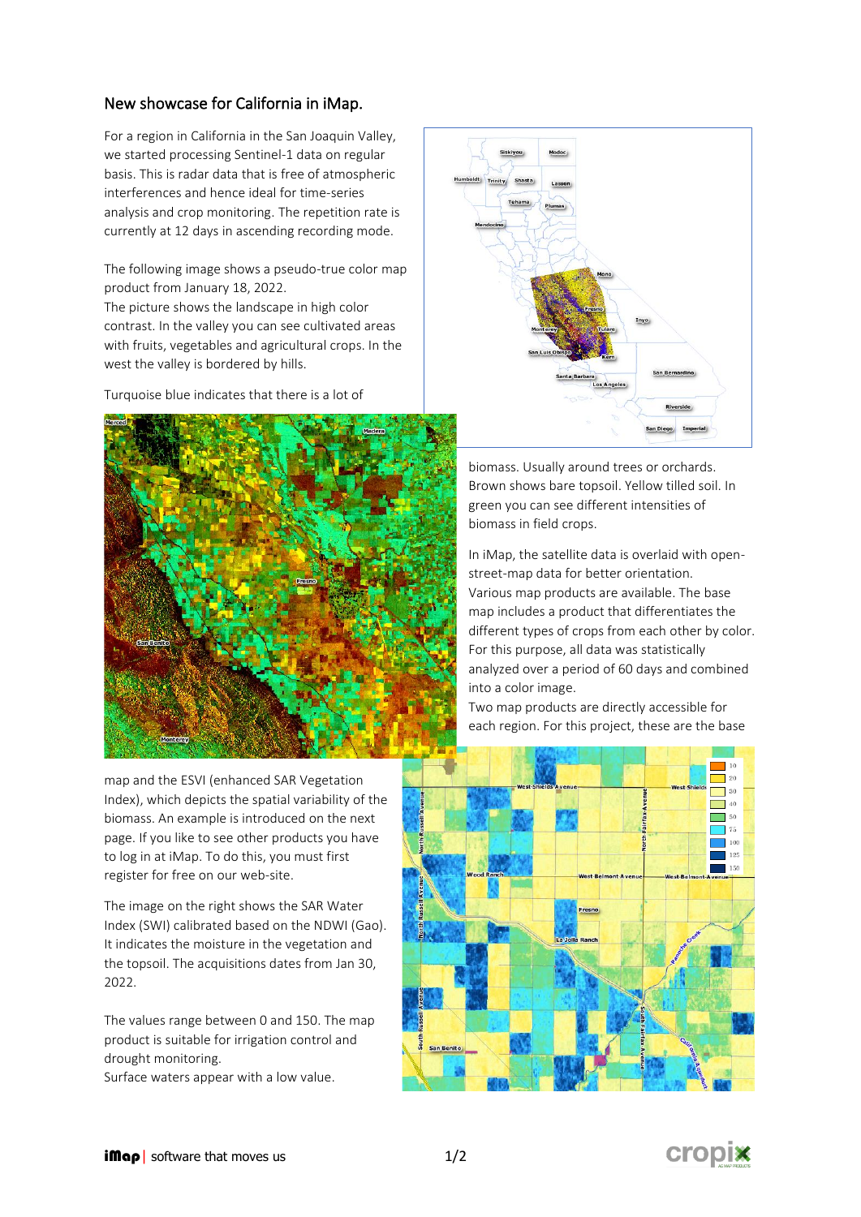## New showcase for California in iMap.

For a region in California in the San Joaquin Valley, we started processing Sentinel-1 data on regular basis. This is radar data that is free of atmospheric interferences and hence ideal for time-series analysis and crop monitoring. The repetition rate is currently at 12 days in ascending recording mode.

The following image shows a pseudo-true color map product from January 18, 2022.
The picture shows the landscape in high color contrast. In the valley you can see cultivated areas with fruits, vegetables and agricultural crops. In the west the valley is bordered by hills.

Turquoise blue indicates that there is a lot of biomass. Usually around trees or orchards. Brown shows bare topsoil. Yellow tilled soil. In green you can see different intensities of biomass in field crops.

In iMap, the satellite data is overlaid with open-street-map data for better orientation.
Various map products are available. The base map includes a product that differentiates the different types of crops from each other by color. For this purpose, all data was statistically analyzed over a period of 60 days and combined into a color image.
Two map products are directly accessible for each region. For this project, these are the base map and the ESVI (enhanced SAR Vegetation Index), which depicts the spatial variability of the biomass. An example is introduced on the next page. If you like to see other products you have to log in at iMap. To do this, you must first register for free on our web-site.

The image on the right shows the SAR Water Index (SWI) calibrated based on the NDWI (Gao). It indicates the moisture in the vegetation and the topsoil. The acquisitions dates from Jan 30, 2022.

The values range between 0 and 150. The map product is suitable for irrigation control and drought monitoring.
Surface waters appear with a low value.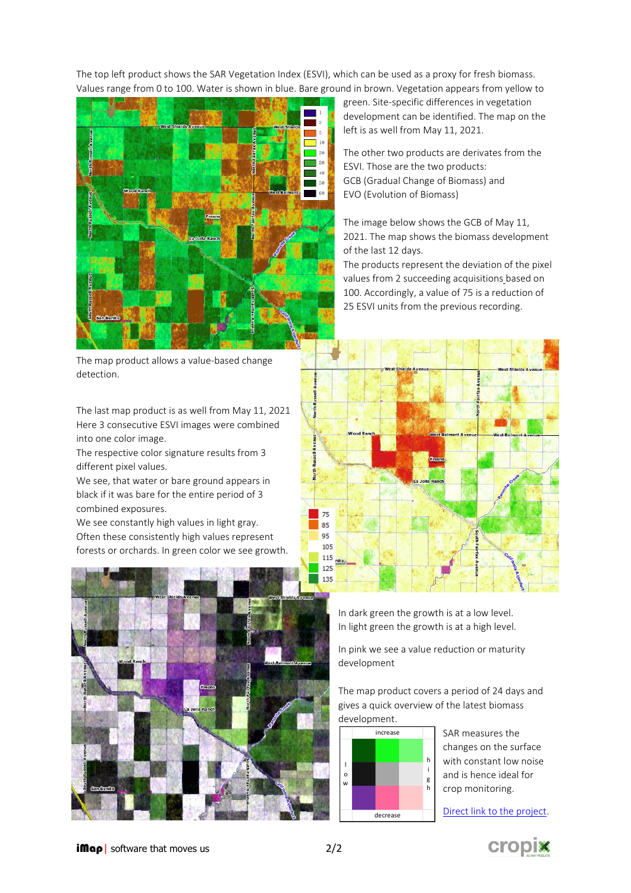The top left product shows the SAR Vegetation Index (ESVI), which can be used as a proxy for fresh biomass. Values range from 0 to 100. Water is shown in blue. Bare ground in brown. Vegetation appears from yellow to green. Site-specific differences in vegetation development can be identified. The map on the left is as well from May 11, 2021.

The other two products are derivates from the ESVI. Those are the two products:
GCB (Gradual Change of Biomass) and
EVO (Evolution of Biomass)

The image below shows the GCB of May 11, 2021. The map shows the biomass development of the last 12 days.
The products represent the deviation of the pixel values from 2 succeeding acquisitions based on 100. Accordingly, a value of 75 is a reduction of 25 ESVI units from the previous recording.

The map product allows a value-based change detection.

The last map product is as well from May 11, 2021
Here 3 consecutive ESVI images were combined into one color image.
The respective color signature results from 3 different pixel values.
We see, that water or bare ground appears in black if it was bare for the entire period of 3 combined exposures.
We see constantly high values in light gray.
Often these consistently high values represent forests or orchards. In green color we see growth.

In dark green the growth is at a low level.
In light green the growth is at a high level.

In pink we see a value reduction or maturity development

The map product covers a period of 24 days and gives a quick overview of the latest biomass development.

SAR measures the changes on the surface with constant low noise and is hence ideal for crop monitoring.

[Direct link to the project](#).